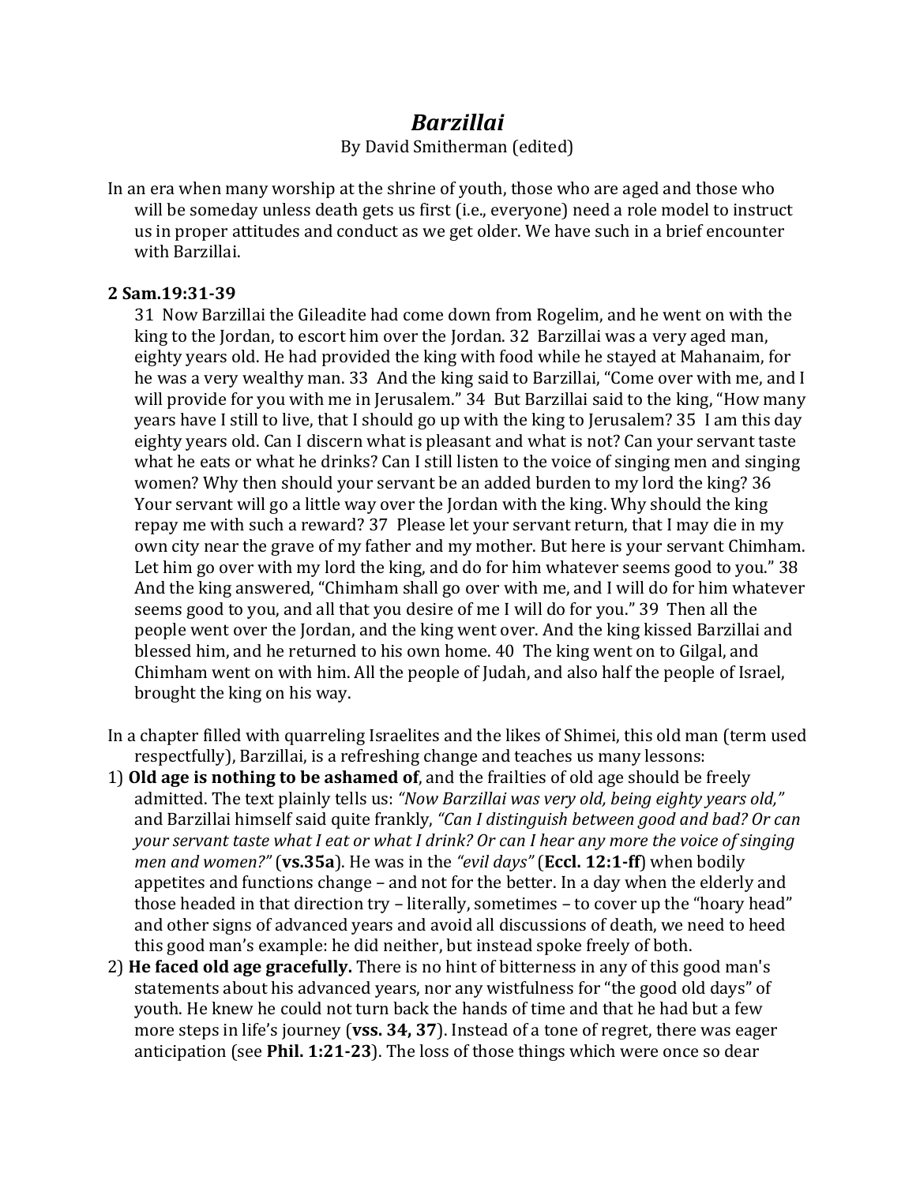# *Barzillai*

By David Smitherman (edited)

In an era when many worship at the shrine of youth, those who are aged and those who will be someday unless death gets us first (i.e., everyone) need a role model to instruct us in proper attitudes and conduct as we get older. We have such in a brief encounter with Barzillai.

**2 Sam.19:31-39**

31 Now Barzillai the Gileadite had come down from Rogelim, and he went on with the king to the Jordan, to escort him over the Jordan. 32 Barzillai was a very aged man, eighty years old. He had provided the king with food while he stayed at Mahanaim, for he was a very wealthy man. 33 And the king said to Barzillai, "Come over with me, and I will provide for you with me in Jerusalem." 34 But Barzillai said to the king, "How many years have I still to live, that I should go up with the king to Jerusalem? 35 I am this day eighty years old. Can I discern what is pleasant and what is not? Can your servant taste what he eats or what he drinks? Can I still listen to the voice of singing men and singing women? Why then should your servant be an added burden to my lord the king? 36 Your servant will go a little way over the Jordan with the king. Why should the king repay me with such a reward? 37 Please let your servant return, that I may die in my own city near the grave of my father and my mother. But here is your servant Chimham. Let him go over with my lord the king, and do for him whatever seems good to you." 38 And the king answered, "Chimham shall go over with me, and I will do for him whatever seems good to you, and all that you desire of me I will do for you." 39 Then all the people went over the Jordan, and the king went over. And the king kissed Barzillai and blessed him, and he returned to his own home. 40 The king went on to Gilgal, and Chimham went on with him. All the people of Judah, and also half the people of Israel, brought the king on his way.

In a chapter filled with quarreling Israelites and the likes of Shimei, this old man (term used respectfully), Barzillai, is a refreshing change and teaches us many lessons:

1) **Old age is nothing to be ashamed of**, and the frailties of old age should be freely admitted. The text plainly tells us: *"Now Barzillai was very old, being eighty years old,"* and Barzillai himself said quite frankly, *"Can I distinguish between good and bad? Or can your servant taste what I eat or what I drink? Or can I hear any more the voice of singing men and women?"* (**vs.35a**). He was in the *"evil days"* (**Eccl. 12:1-ff**) when bodily appetites and functions change – and not for the better. In a day when the elderly and those headed in that direction try – literally, sometimes – to cover up the "hoary head" and other signs of advanced years and avoid all discussions of death, we need to heed this good man's example: he did neither, but instead spoke freely of both.
2) **He faced old age gracefully.** There is no hint of bitterness in any of this good man's statements about his advanced years, nor any wistfulness for "the good old days" of youth. He knew he could not turn back the hands of time and that he had but a few more steps in life's journey (**vss. 34, 37**). Instead of a tone of regret, there was eager anticipation (see **Phil. 1:21-23**). The loss of those things which were once so dear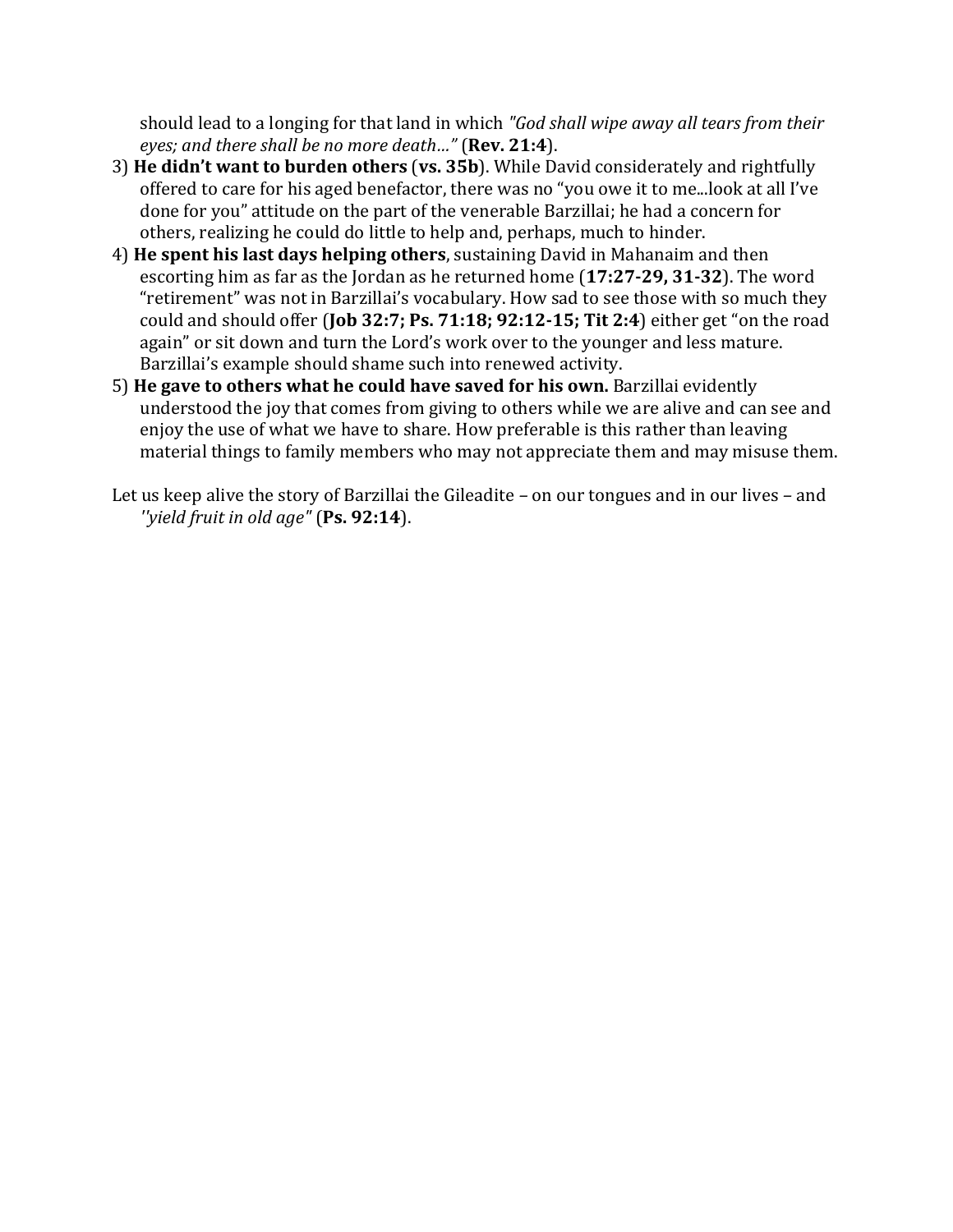should lead to a longing for that land in which *"God shall wipe away all tears from their eyes; and there shall be no more death…"* (**Rev. 21:4**).

3) **He didn't want to burden others** (**vs. 35b**). While David considerately and rightfully offered to care for his aged benefactor, there was no "you owe it to me...look at all I've done for you" attitude on the part of the venerable Barzillai; he had a concern for others, realizing he could do little to help and, perhaps, much to hinder.
4) **He spent his last days helping others**, sustaining David in Mahanaim and then escorting him as far as the Jordan as he returned home (**17:27-29, 31-32**). The word "retirement" was not in Barzillai's vocabulary. How sad to see those with so much they could and should offer (**Job 32:7; Ps. 71:18; 92:12-15; Tit 2:4**) either get "on the road again" or sit down and turn the Lord's work over to the younger and less mature. Barzillai's example should shame such into renewed activity.
5) **He gave to others what he could have saved for his own.** Barzillai evidently understood the joy that comes from giving to others while we are alive and can see and enjoy the use of what we have to share. How preferable is this rather than leaving material things to family members who may not appreciate them and may misuse them.

Let us keep alive the story of Barzillai the Gileadite – on our tongues and in our lives – and *''yield fruit in old age"* (**Ps. 92:14**).